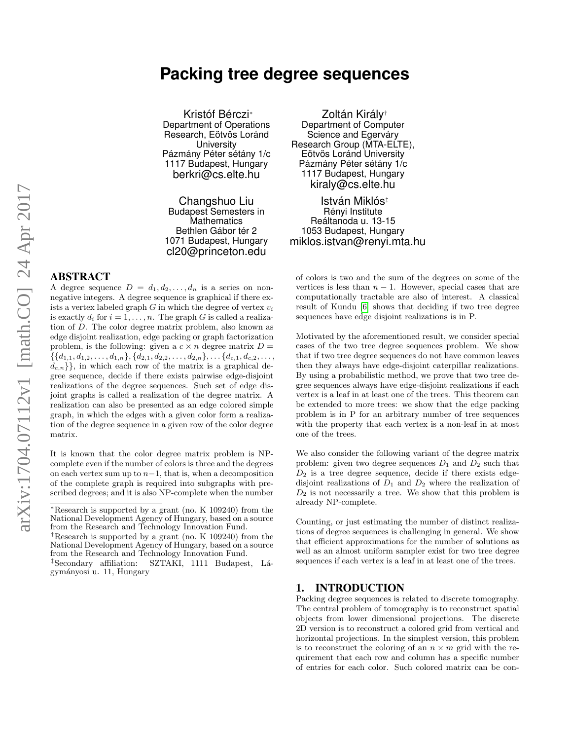# Packing tree degree sequences

Kristóf Bérczi[*]
Department of Operations Research, Eötvös Loránd University
Pázmány Péter sétány 1/c
1117 Budapest, Hungary
berkri@cs.elte.hu

Zoltán Király[†]
Department of Computer Science and Egerváry Research Group (MTA-ELTE), Eötvös Loránd University
Pázmány Péter sétány 1/c
1117 Budapest, Hungary
kiraly@cs.elte.hu

Changshuo Liu
Budapest Semesters in Mathematics
Bethlen Gábor tér 2
1071 Budapest, Hungary
cl20@princeton.edu

István Miklós[‡]
Rényi Institute
Reáltanoda u. 13-15
1053 Budapest, Hungary
miklos.istvan@renyi.mta.hu

## ABSTRACT

A degree sequence $D = d_1, d_2, \ldots, d_n$ is a series on non-negative integers. A degree sequence is graphical if there exists a vertex labeled graph $G$ in which the degree of vertex $v_i$ is exactly $d_i$ for $i = 1, \ldots, n$. The graph $G$ is called a realization of $D$. The color degree matrix problem, also known as edge disjoint realization, edge packing or graph factorization problem, is the following: given a $c \times n$ degree matrix $D = \{\{d_{1,1}, d_{1,2}, \ldots, d_{1,n}\}, \{d_{2,1}, d_{2,2}, \ldots, d_{2,n}\}, \ldots \{d_{c,1}, d_{c,2}, \ldots, d_{c,n}\}\}$, in which each row of the matrix is a graphical degree sequence, decide if there exists pairwise edge-disjoint realizations of the degree sequences. Such set of edge disjoint graphs is called a realization of the degree matrix. A realization can also be presented as an edge colored simple graph, in which the edges with a given color form a realization of the degree sequence in a given row of the color degree matrix.

It is known that the color degree matrix problem is NP-complete even if the number of colors is three and the degrees on each vertex sum up to $n-1$, that is, when a decomposition of the complete graph is required into subgraphs with prescribed degrees; and it is also NP-complete when the number of colors is two and the sum of the degrees on some of the vertices is less than $n-1$. However, special cases that are computationally tractable are also of interest. A classical result of Kundu [6] shows that deciding if two tree degree sequences have edge disjoint realizations is in P.

Motivated by the aforementioned result, we consider special cases of the two tree degree sequences problem. We show that if two tree degree sequences do not have common leaves then they always have edge-disjoint caterpillar realizations. By using a probabilistic method, we prove that two tree degree sequences always have edge-disjoint realizations if each vertex is a leaf in at least one of the trees. This theorem can be extended to more trees: we show that the edge packing problem is in P for an arbitrary number of tree sequences with the property that each vertex is a non-leaf in at most one of the trees.

We also consider the following variant of the degree matrix problem: given two degree sequences $D_1$ and $D_2$ such that $D_2$ is a tree degree sequence, decide if there exists edge-disjoint realizations of $D_1$ and $D_2$ where the realization of $D_2$ is not necessarily a tree. We show that this problem is already NP-complete.

Counting, or just estimating the number of distinct realizations of degree sequences is challenging in general. We show that efficient approximations for the number of solutions as well as an almost uniform sampler exist for two tree degree sequences if each vertex is a leaf in at least one of the trees.

[*]Research is supported by a grant (no. K 109240) from the National Development Agency of Hungary, based on a source from the Research and Technology Innovation Fund.

[†]Research is supported by a grant (no. K 109240) from the National Development Agency of Hungary, based on a source from the Research and Technology Innovation Fund.

[‡]Secondary affiliation: SZTAKI, 1111 Budapest, Lágymányosi u. 11, Hungary

## 1. INTRODUCTION

Packing degree sequences is related to discrete tomography. The central problem of tomography is to reconstruct spatial objects from lower dimensional projections. The discrete 2D version is to reconstruct a colored grid from vertical and horizontal projections. In the simplest version, this problem is to reconstruct the coloring of an $n \times m$ grid with the requirement that each row and column has a specific number of entries for each color. Such colored matrix can be con-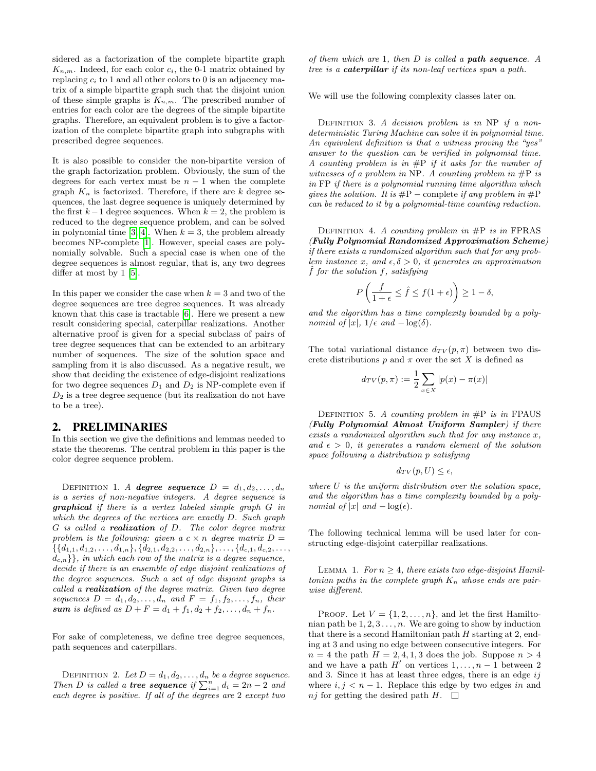sidered as a factorization of the complete bipartite graph $K_{n,m}$. Indeed, for each color $c_i$, the 0-1 matrix obtained by replacing $c_i$ to 1 and all other colors to 0 is an adjacency matrix of a simple bipartite graph such that the disjoint union of these simple graphs is $K_{n,m}$. The prescribed number of entries for each color are the degrees of the simple bipartite graphs. Therefore, an equivalent problem is to give a factorization of the complete bipartite graph into subgraphs with prescribed degree sequences.

It is also possible to consider the non-bipartite version of the graph factorization problem. Obviously, the sum of the degrees for each vertex must be $n-1$ when the complete graph $K_n$ is factorized. Therefore, if there are $k$ degree sequences, the last degree sequence is uniquely determined by the first $k-1$ degree sequences. When $k=2$, the problem is reduced to the degree sequence problem, and can be solved in polynomial time [3, 4]. When $k=3$, the problem already becomes NP-complete [1]. However, special cases are polynomially solvable. Such a special case is when one of the degree sequences is almost regular, that is, any two degrees differ at most by 1 [5].

In this paper we consider the case when $k=3$ and two of the degree sequences are tree degree sequences. It was already known that this case is tractable [6]. Here we present a new result considering special, caterpillar realizations. Another alternative proof is given for a special subclass of pairs of tree degree sequences that can be extended to an arbitrary number of sequences. The size of the solution space and sampling from it is also discussed. As a negative result, we show that deciding the existence of edge-disjoint realizations for two degree sequences $D_1$ and $D_2$ is NP-complete even if $D_2$ is a tree degree sequence (but its realization do not have to be a tree).

## 2. PRELIMINARIES

In this section we give the definitions and lemmas needed to state the theorems. The central problem in this paper is the color degree sequence problem.

Definition 1. *A* ***degree sequence*** $D = d_1, d_2, \ldots, d_n$ *is a series of non-negative integers. A degree sequence is* ***graphical*** *if there is a vertex labeled simple graph $G$ in which the degrees of the vertices are exactly $D$. Such graph $G$ is called a* ***realization*** *of $D$. The color degree matrix problem is the following: given a $c \times n$ degree matrix $D = \{\{d_{1,1}, d_{1,2}, \ldots, d_{1,n}\}, \{d_{2,1}, d_{2,2}, \ldots, d_{2,n}\}, \ldots, \{d_{c,1}, d_{c,2}, \ldots, d_{c,n}\}\}$, in which each row of the matrix is a degree sequence, decide if there is an ensemble of edge disjoint realizations of the degree sequences. Such a set of edge disjoint graphs is called a* ***realization*** *of the degree matrix. Given two degree sequences $D = d_1, d_2, \ldots, d_n$ and $F = f_1, f_2, \ldots, f_n$, their* ***sum*** *is defined as $D + F = d_1 + f_1, d_2 + f_2, \ldots, d_n + f_n$.*

For sake of completeness, we define tree degree sequences, path sequences and caterpillars.

Definition 2. *Let $D = d_1, d_2, \ldots, d_n$ be a degree sequence. Then $D$ is called a* ***tree sequence*** *if $\sum_{i=1}^{n} d_i = 2n-2$ and each degree is positive. If all of the degrees are 2 except two of them which are 1, then $D$ is called a* ***path sequence****. A tree is a* ***caterpillar*** *if its non-leaf vertices span a path.*

We will use the following complexity classes later on.

Definition 3. *A decision problem is in* NP *if a non-deterministic Turing Machine can solve it in polynomial time. An equivalent definition is that a witness proving the "yes" answer to the question can be verified in polynomial time. A counting problem is in* #P *if it asks for the number of witnesses of a problem in* NP*. A counting problem in* #P *is in* FP *if there is a polynomial running time algorithm which gives the solution. It is* #P − complete *if any problem in* #P *can be reduced to it by a polynomial-time counting reduction.*

Definition 4. *A counting problem in* #P *is in* FPRAS ***(Fully Polynomial Randomized Approximation Scheme)*** *if there exists a randomized algorithm such that for any problem instance $x$, and $\epsilon, \delta > 0$, it generates an approximation $\hat{f}$ for the solution $f$, satisfying*

$$P\left(\frac{f}{1+\epsilon} \leq \hat{f} \leq f(1+\epsilon)\right) \geq 1 - \delta,$$

*and the algorithm has a time complexity bounded by a polynomial of $|x|$, $1/\epsilon$ and $-\log(\delta)$.*

The total variational distance $d_{TV}(p, \pi)$ between two discrete distributions $p$ and $\pi$ over the set $X$ is defined as

$$d_{TV}(p, \pi) := \frac{1}{2}\sum_{x \in X} |p(x) - \pi(x)|$$

Definition 5. *A counting problem in* #P *is in* FPAUS ***(Fully Polynomial Almost Uniform Sampler)*** *if there exists a randomized algorithm such that for any instance $x$, and $\epsilon > 0$, it generates a random element of the solution space following a distribution $p$ satisfying*

$$d_{TV}(p, U) \leq \epsilon,$$

*where $U$ is the uniform distribution over the solution space, and the algorithm has a time complexity bounded by a polynomial of $|x|$ and $-\log(\epsilon)$.*

The following technical lemma will be used later for constructing edge-disjoint caterpillar realizations.

Lemma 1. *For $n \geq 4$, there exists two edge-disjoint Hamiltonian paths in the complete graph $K_n$ whose ends are pairwise different.*

Proof. Let $V = \{1, 2, \ldots, n\}$, and let the first Hamiltonian path be $1, 2, 3 \ldots, n$. We are going to show by induction that there is a second Hamiltonian path $H$ starting at 2, ending at 3 and using no edge between consecutive integers. For $n = 4$ the path $H = 2, 4, 1, 3$ does the job. Suppose $n > 4$ and we have a path $H'$ on vertices $1, \ldots, n-1$ between 2 and 3. Since it has at least three edges, there is an edge $ij$ where $i, j < n-1$. Replace this edge by two edges $in$ and $nj$ for getting the desired path $H$. □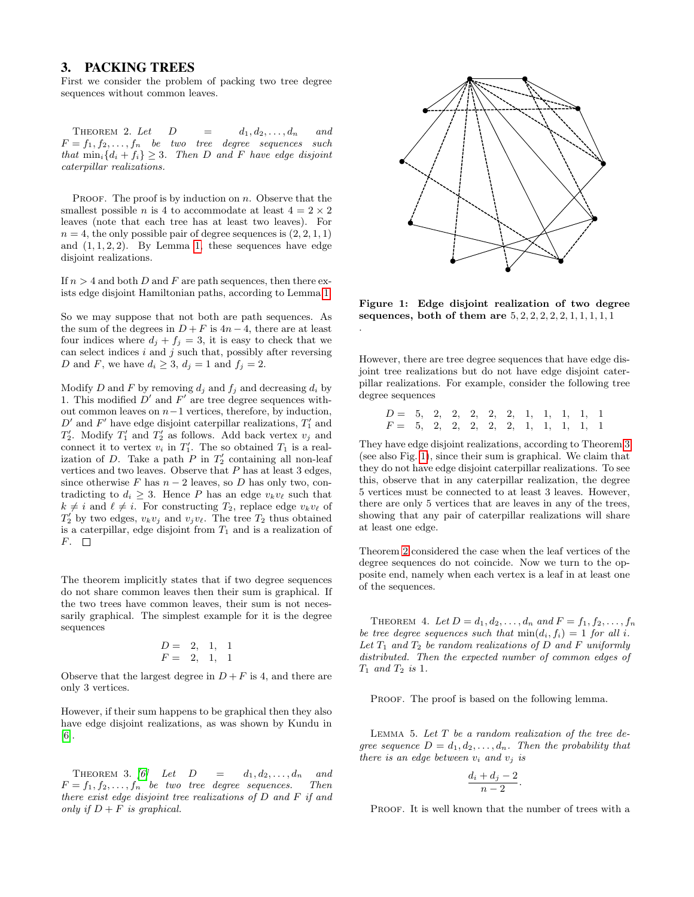## 3. PACKING TREES

First we consider the problem of packing two tree degree sequences without common leaves.

THEOREM 2. *Let $D = d_1, d_2, \ldots, d_n$ and $F = f_1, f_2, \ldots, f_n$ be two tree degree sequences such that $\min_i\{d_i + f_i\} \geq 3$. Then $D$ and $F$ have edge disjoint caterpillar realizations.*

PROOF. The proof is by induction on $n$. Observe that the smallest possible $n$ is 4 to accommodate at least $4 = 2 \times 2$ leaves (note that each tree has at least two leaves). For $n = 4$, the only possible pair of degree sequences is $(2, 2, 1, 1)$ and $(1, 1, 2, 2)$. By Lemma 1, these sequences have edge disjoint realizations.

If $n > 4$ and both $D$ and $F$ are path sequences, then there exists edge disjoint Hamiltonian paths, according to Lemma 1.

So we may suppose that not both are path sequences. As the sum of the degrees in $D + F$ is $4n - 4$, there are at least four indices where $d_j + f_j = 3$, it is easy to check that we can select indices $i$ and $j$ such that, possibly after reversing $D$ and $F$, we have $d_i \geq 3$, $d_j = 1$ and $f_j = 2$.

Modify $D$ and $F$ by removing $d_j$ and $f_j$ and decreasing $d_i$ by 1. This modified $D'$ and $F'$ are tree degree sequences without common leaves on $n-1$ vertices, therefore, by induction, $D'$ and $F'$ have edge disjoint caterpillar realizations, $T_1'$ and $T_2'$. Modify $T_1'$ and $T_2'$ as follows. Add back vertex $v_j$ and connect it to vertex $v_i$ in $T_1'$. The so obtained $T_1$ is a realization of $D$. Take a path $P$ in $T_2'$ containing all non-leaf vertices and two leaves. Observe that $P$ has at least 3 edges, since otherwise $F$ has $n - 2$ leaves, so $D$ has only two, contradicting to $d_i \geq 3$. Hence $P$ has an edge $v_k v_\ell$ such that $k \neq i$ and $\ell \neq i$. For constructing $T_2$, replace edge $v_k v_\ell$ of $T_2'$ by two edges, $v_k v_j$ and $v_j v_\ell$. The tree $T_2$ thus obtained is a caterpillar, edge disjoint from $T_1$ and is a realization of $F$. $\square$

The theorem implicitly states that if two degree sequences do not share common leaves then their sum is graphical. If the two trees have common leaves, their sum is not necessarily graphical. The simplest example for it is the degree sequences

$$
\begin{array}{rccc}
D = & 2, & 1, & 1 \\
F = & 2, & 1, & 1
\end{array}
$$

Observe that the largest degree in $D + F$ is 4, and there are only 3 vertices.

However, if their sum happens to be graphical then they also have edge disjoint realizations, as was shown by Kundu in [6].

THEOREM 3. [6] *Let $D = d_1, d_2, \ldots, d_n$ and $F = f_1, f_2, \ldots, f_n$ be two tree degree sequences. Then there exist edge disjoint tree realizations of $D$ and $F$ if and only if $D + F$ is graphical.*

**Figure 1: Edge disjoint realization of two degree sequences, both of them are $5, 2, 2, 2, 2, 2, 1, 1, 1, 1, 1$ .**

However, there are tree degree sequences that have edge disjoint tree realizations but do not have edge disjoint caterpillar realizations. For example, consider the following tree degree sequences

$$
\begin{array}{rccccccccccc}
D = & 5, & 2, & 2, & 2, & 2, & 2, & 1, & 1, & 1, & 1, & 1 \\
F = & 5, & 2, & 2, & 2, & 2, & 2, & 1, & 1, & 1, & 1, & 1
\end{array}
$$

They have edge disjoint realizations, according to Theorem 3 (see also Fig. 1), since their sum is graphical. We claim that they do not have edge disjoint caterpillar realizations. To see this, observe that in any caterpillar realization, the degree 5 vertices must be connected to at least 3 leaves. However, there are only 5 vertices that are leaves in any of the trees, showing that any pair of caterpillar realizations will share at least one edge.

Theorem 2 considered the case when the leaf vertices of the degree sequences do not coincide. Now we turn to the opposite end, namely when each vertex is a leaf in at least one of the sequences.

THEOREM 4. *Let $D = d_1, d_2, \ldots, d_n$ and $F = f_1, f_2, \ldots, f_n$ be tree degree sequences such that $\min(d_i, f_i) = 1$ for all $i$. Let $T_1$ and $T_2$ be random realizations of $D$ and $F$ uniformly distributed. Then the expected number of common edges of $T_1$ and $T_2$ is 1.*

PROOF. The proof is based on the following lemma.

LEMMA 5. *Let $T$ be a random realization of the tree degree sequence $D = d_1, d_2, \ldots, d_n$. Then the probability that there is an edge between $v_i$ and $v_j$ is*

$$\frac{d_i + d_j - 2}{n - 2}.$$

PROOF. It is well known that the number of trees with a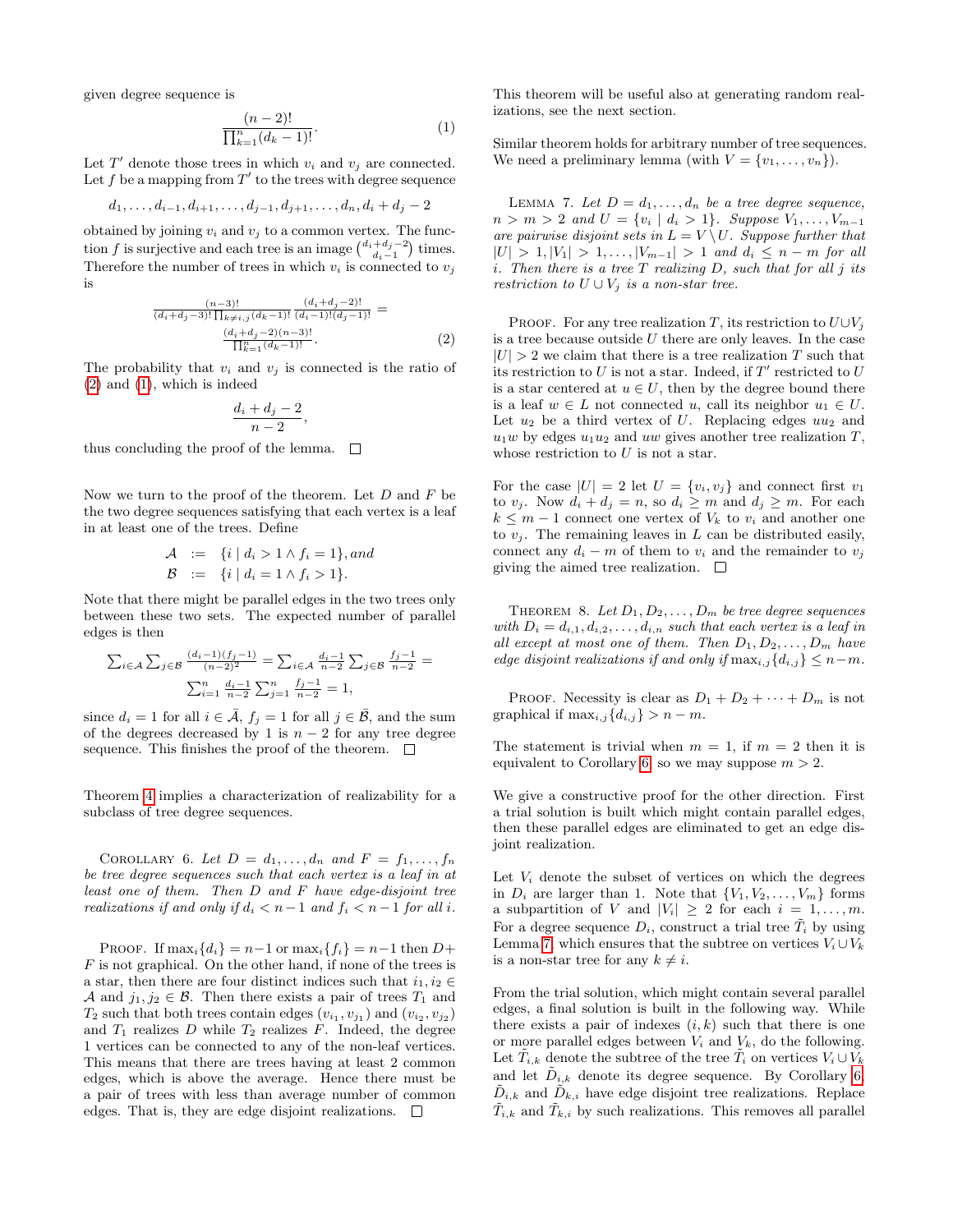given degree sequence is

$$\frac{(n-2)!}{\prod_{k=1}^{n}(d_k-1)!}. \tag{1}$$

Let $T'$ denote those trees in which $v_i$ and $v_j$ are connected. Let $f$ be a mapping from $T'$ to the trees with degree sequence

$$d_1, \ldots, d_{i-1}, d_{i+1}, \ldots, d_{j-1}, d_{j+1}, \ldots, d_n, d_i + d_j - 2$$

obtained by joining $v_i$ and $v_j$ to a common vertex. The function $f$ is surjective and each tree is an image $\binom{d_i+d_j-2}{d_i-1}$ times. Therefore the number of trees in which $v_i$ is connected to $v_j$ is

$$\frac{(n-3)!}{(d_i+d_j-3)!\prod_{k\neq i,j}(d_k-1)!}\frac{(d_i+d_j-2)!}{(d_i-1)!(d_j-1)!} = \frac{(d_i+d_j-2)(n-3)!}{\prod_{k=1}^{n}(d_k-1)!}. \tag{2}$$

The probability that $v_i$ and $v_j$ is connected is the ratio of (2) and (1), which is indeed

$$\frac{d_i+d_j-2}{n-2},$$

thus concluding the proof of the lemma. □

Now we turn to the proof of the theorem. Let $D$ and $F$ be the two degree sequences satisfying that each vertex is a leaf in at least one of the trees. Define

$$\mathcal{A} := \{i \mid d_i > 1 \wedge f_i = 1\}, \textit{and}$$
$$\mathcal{B} := \{i \mid d_i = 1 \wedge f_i > 1\}.$$

Note that there might be parallel edges in the two trees only between these two sets. The expected number of parallel edges is then

$$\sum_{i\in\mathcal{A}}\sum_{j\in\mathcal{B}}\frac{(d_i-1)(f_j-1)}{(n-2)^2} = \sum_{i\in\mathcal{A}}\frac{d_i-1}{n-2}\sum_{j\in\mathcal{B}}\frac{f_j-1}{n-2} = \sum_{i=1}^{n}\frac{d_i-1}{n-2}\sum_{j=1}^{n}\frac{f_j-1}{n-2} = 1,$$

since $d_i = 1$ for all $i \in \bar{\mathcal{A}}$, $f_j = 1$ for all $j \in \bar{\mathcal{B}}$, and the sum of the degrees decreased by 1 is $n-2$ for any tree degree sequence. This finishes the proof of the theorem. □

Theorem 4 implies a characterization of realizability for a subclass of tree degree sequences.

Corollary 6. *Let $D = d_1, \ldots, d_n$ and $F = f_1, \ldots, f_n$ be tree degree sequences such that each vertex is a leaf in at least one of them. Then $D$ and $F$ have edge-disjoint tree realizations if and only if $d_i < n-1$ and $f_i < n-1$ for all $i$.*

Proof. If $\max_i\{d_i\} = n-1$ or $\max_i\{f_i\} = n-1$ then $D+F$ is not graphical. On the other hand, if none of the trees is a star, then there are four distinct indices such that $i_1, i_2 \in \mathcal{A}$ and $j_1, j_2 \in \mathcal{B}$. Then there exists a pair of trees $T_1$ and $T_2$ such that both trees contain edges $(v_{i_1}, v_{j_1})$ and $(v_{i_2}, v_{j_2})$ and $T_1$ realizes $D$ while $T_2$ realizes $F$. Indeed, the degree 1 vertices can be connected to any of the non-leaf vertices. This means that there are trees having at least 2 common edges, which is above the average. Hence there must be a pair of trees with less than average number of common edges. That is, they are edge disjoint realizations. □

This theorem will be useful also at generating random realizations, see the next section.

Similar theorem holds for arbitrary number of tree sequences. We need a preliminary lemma (with $V = \{v_1, \ldots, v_n\}$).

Lemma 7. *Let $D = d_1, \ldots, d_n$ be a tree degree sequence, $n > m > 2$ and $U = \{v_i \mid d_i > 1\}$. Suppose $V_1, \ldots, V_{m-1}$ are pairwise disjoint sets in $L = V \setminus U$. Suppose further that $|U| > 1, |V_1| > 1, \ldots, |V_{m-1}| > 1$ and $d_i \leq n-m$ for all $i$. Then there is a tree $T$ realizing $D$, such that for all $j$ its restriction to $U \cup V_j$ is a non-star tree.*

Proof. For any tree realization $T$, its restriction to $U \cup V_j$ is a tree because outside $U$ there are only leaves. In the case $|U| > 2$ we claim that there is a tree realization $T$ such that its restriction to $U$ is not a star. Indeed, if $T'$ restricted to $U$ is a star centered at $u \in U$, then by the degree bound there is a leaf $w \in L$ not connected $u$, call its neighbor $u_1 \in U$. Let $u_2$ be a third vertex of $U$. Replacing edges $uu_2$ and $u_1w$ by edges $u_1u_2$ and $uw$ gives another tree realization $T$, whose restriction to $U$ is not a star.

For the case $|U| = 2$ let $U = \{v_i, v_j\}$ and connect first $v_1$ to $v_j$. Now $d_i + d_j = n$, so $d_i \geq m$ and $d_j \geq m$. For each $k \leq m-1$ connect one vertex of $V_k$ to $v_i$ and another one to $v_j$. The remaining leaves in $L$ can be distributed easily, connect any $d_i - m$ of them to $v_i$ and the remainder to $v_j$ giving the aimed tree realization. □

Theorem 8. *Let $D_1, D_2, \ldots, D_m$ be tree degree sequences with $D_i = d_{i,1}, d_{i,2}, \ldots, d_{i,n}$ such that each vertex is a leaf in all except at most one of them. Then $D_1, D_2, \ldots, D_m$ have edge disjoint realizations if and only if $\max_{i,j}\{d_{i,j}\} \leq n-m$.*

Proof. Necessity is clear as $D_1 + D_2 + \cdots + D_m$ is not graphical if $\max_{i,j}\{d_{i,j}\} > n-m$.

The statement is trivial when $m = 1$, if $m = 2$ then it is equivalent to Corollary 6, so we may suppose $m > 2$.

We give a constructive proof for the other direction. First a trial solution is built which might contain parallel edges, then these parallel edges are eliminated to get an edge disjoint realization.

Let $V_i$ denote the subset of vertices on which the degrees in $D_i$ are larger than 1. Note that $\{V_1, V_2, \ldots, V_m\}$ forms a subpartition of $V$ and $|V_i| \geq 2$ for each $i = 1, \ldots, m$. For a degree sequence $D_i$, construct a trial tree $\tilde{T}_i$ by using Lemma 7, which ensures that the subtree on vertices $V_i \cup V_k$ is a non-star tree for any $k \neq i$.

From the trial solution, which might contain several parallel edges, a final solution is built in the following way. While there exists a pair of indexes $(i, k)$ such that there is one or more parallel edges between $V_i$ and $V_k$, do the following. Let $\tilde{T}_{i,k}$ denote the subtree of the tree $\tilde{T}_i$ on vertices $V_i \cup V_k$ and let $\tilde{D}_{i,k}$ denote its degree sequence. By Corollary 6, $\tilde{D}_{i,k}$ and $\tilde{D}_{k,i}$ have edge disjoint tree realizations. Replace $\tilde{T}_{i,k}$ and $\tilde{T}_{k,i}$ by such realizations. This removes all parallel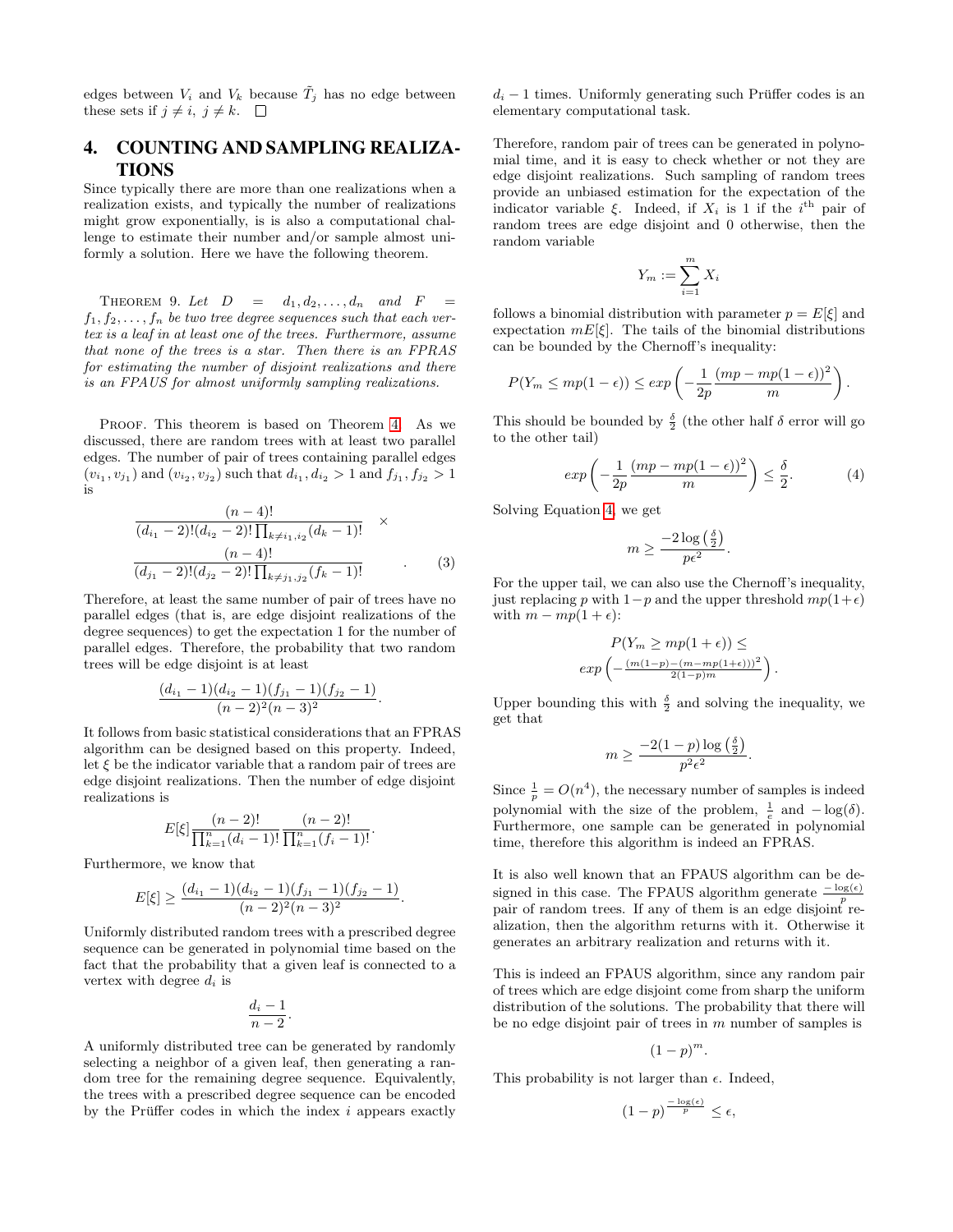edges between $V_i$ and $V_k$ because $\tilde{T}_j$ has no edge between these sets if $j \neq i$, $j \neq k$. □

## 4. COUNTING AND SAMPLING REALIZATIONS

Since typically there are more than one realizations when a realization exists, and typically the number of realizations might grow exponentially, is is also a computational challenge to estimate their number and/or sample almost uniformly a solution. Here we have the following theorem.

THEOREM 9. *Let $D = d_1, d_2, \ldots, d_n$ and $F = f_1, f_2, \ldots, f_n$ be two tree degree sequences such that each vertex is a leaf in at least one of the trees. Furthermore, assume that none of the trees is a star. Then there is an FPRAS for estimating the number of disjoint realizations and there is an FPAUS for almost uniformly sampling realizations.*

PROOF. This theorem is based on Theorem 4. As we discussed, there are random trees with at least two parallel edges. The number of pair of trees containing parallel edges $(v_{i_1}, v_{j_1})$ and $(v_{i_2}, v_{j_2})$ such that $d_{i_1}, d_{i_2} > 1$ and $f_{j_1}, f_{j_2} > 1$ is

$$\frac{(n-4)!}{(d_{i_1}-2)!(d_{i_2}-2)!\prod_{k\neq i_1,i_2}(d_k-1)!} \quad \times$$
$$\frac{(n-4)!}{(d_{j_1}-2)!(d_{j_2}-2)!\prod_{k\neq j_1,j_2}(f_k-1)!} \quad . \quad (3)$$

Therefore, at least the same number of pair of trees have no parallel edges (that is, are edge disjoint realizations of the degree sequences) to get the expectation 1 for the number of parallel edges. Therefore, the probability that two random trees will be edge disjoint is at least

$$\frac{(d_{i_1}-1)(d_{i_2}-1)(f_{j_1}-1)(f_{j_2}-1)}{(n-2)^2(n-3)^2}.$$

It follows from basic statistical considerations that an FPRAS algorithm can be designed based on this property. Indeed, let $\xi$ be the indicator variable that a random pair of trees are edge disjoint realizations. Then the number of edge disjoint realizations is

$$E[\xi]\frac{(n-2)!}{\prod_{k=1}^{n}(d_i-1)!}\frac{(n-2)!}{\prod_{k=1}^{n}(f_i-1)!}.$$

Furthermore, we know that

$$E[\xi] \geq \frac{(d_{i_1}-1)(d_{i_2}-1)(f_{j_1}-1)(f_{j_2}-1)}{(n-2)^2(n-3)^2}.$$

Uniformly distributed random trees with a prescribed degree sequence can be generated in polynomial time based on the fact that the probability that a given leaf is connected to a vertex with degree $d_i$ is

$$\frac{d_i-1}{n-2}.$$

A uniformly distributed tree can be generated by randomly selecting a neighbor of a given leaf, then generating a random tree for the remaining degree sequence. Equivalently, the trees with a prescribed degree sequence can be encoded by the Prüffer codes in which the index $i$ appears exactly $d_i - 1$ times. Uniformly generating such Prüffer codes is an elementary computational task.

Therefore, random pair of trees can be generated in polynomial time, and it is easy to check whether or not they are edge disjoint realizations. Such sampling of random trees provide an unbiased estimation for the expectation of the indicator variable $\xi$. Indeed, if $X_i$ is 1 if the $i^{\text{th}}$ pair of random trees are edge disjoint and 0 otherwise, then the random variable

$$Y_m := \sum_{i=1}^{m} X_i$$

follows a binomial distribution with parameter $p = E[\xi]$ and expectation $mE[\xi]$. The tails of the binomial distributions can be bounded by the Chernoff's inequality:

$$P(Y_m \leq mp(1-\epsilon)) \leq exp\left(-\frac{1}{2p}\frac{(mp-mp(1-\epsilon))^2}{m}\right).$$

This should be bounded by $\frac{\delta}{2}$ (the other half $\delta$ error will go to the other tail)

$$exp\left(-\frac{1}{2p}\frac{(mp-mp(1-\epsilon))^2}{m}\right) \leq \frac{\delta}{2}. \quad (4)$$

Solving Equation 4, we get

$$m \geq \frac{-2\log\left(\frac{\delta}{2}\right)}{p\epsilon^2}.$$

For the upper tail, we can also use the Chernoff's inequality, just replacing $p$ with $1-p$ and the upper threshold $mp(1+\epsilon)$ with $m - mp(1+\epsilon)$:

$$P(Y_m \geq mp(1+\epsilon)) \leq$$
$$exp\left(-\frac{(m(1-p)-(m-mp(1+\epsilon)))^2}{2(1-p)m}\right).$$

Upper bounding this with $\frac{\delta}{2}$ and solving the inequality, we get that

$$m \geq \frac{-2(1-p)\log\left(\frac{\delta}{2}\right)}{p^2\epsilon^2}.$$

Since $\frac{1}{p} = O(n^4)$, the necessary number of samples is indeed polynomial with the size of the problem, $\frac{1}{\epsilon}$ and $-\log(\delta)$. Furthermore, one sample can be generated in polynomial time, therefore this algorithm is indeed an FPRAS.

It is also well known that an FPAUS algorithm can be designed in this case. The FPAUS algorithm generate $\frac{-\log(\epsilon)}{p}$ pair of random trees. If any of them is an edge disjoint realization, then the algorithm returns with it. Otherwise it generates an arbitrary realization and returns with it.

This is indeed an FPAUS algorithm, since any random pair of trees which are edge disjoint come from sharp the uniform distribution of the solutions. The probability that there will be no edge disjoint pair of trees in $m$ number of samples is

$$(1-p)^m.$$

This probability is not larger than $\epsilon$. Indeed,

$$(1-p)^{\frac{-\log(\epsilon)}{p}} \leq \epsilon,$$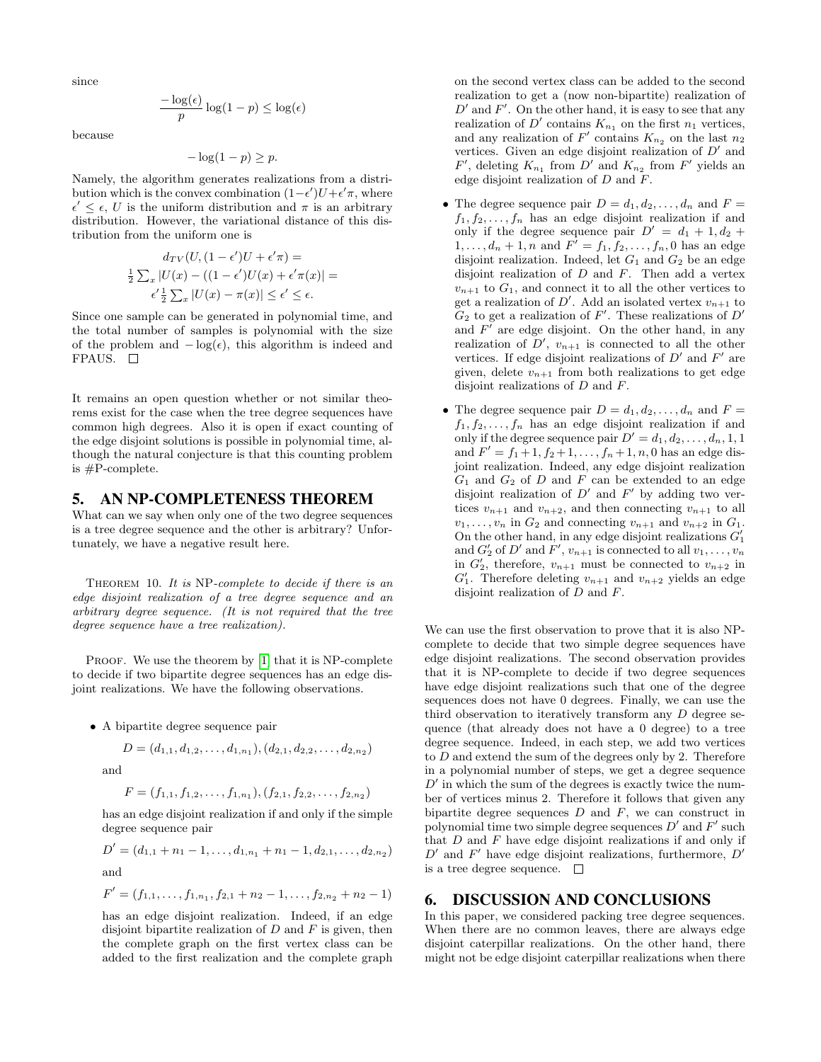since

$$\frac{-\log(\epsilon)}{p}\log(1-p) \leq \log(\epsilon)$$

because

$$-\log(1-p) \geq p.$$

Namely, the algorithm generates realizations from a distribution which is the convex combination $(1-\epsilon')U + \epsilon'\pi$, where $\epsilon' \leq \epsilon$, $U$ is the uniform distribution and $\pi$ is an arbitrary distribution. However, the variational distance of this distribution from the uniform one is

$$d_{TV}(U, (1-\epsilon')U + \epsilon'\pi) =$$
$$\frac{1}{2}\sum_x |U(x) - ((1-\epsilon')U(x) + \epsilon'\pi(x)| =$$
$$\epsilon'\frac{1}{2}\sum_x |U(x) - \pi(x)| \leq \epsilon' \leq \epsilon.$$

Since one sample can be generated in polynomial time, and the total number of samples is polynomial with the size of the problem and $-\log(\epsilon)$, this algorithm is indeed and FPAUS. $\square$

It remains an open question whether or not similar theorems exist for the case when the tree degree sequences have common high degrees. Also it is open if exact counting of the edge disjoint solutions is possible in polynomial time, although the natural conjecture is that this counting problem is #P-complete.

## 5. AN NP-COMPLETENESS THEOREM

What can we say when only one of the two degree sequences is a tree degree sequence and the other is arbitrary? Unfortunately, we have a negative result here.

THEOREM 10. *It is* NP*-complete to decide if there is an edge disjoint realization of a tree degree sequence and an arbitrary degree sequence. (It is not required that the tree degree sequence have a tree realization).*

PROOF. We use the theorem by [1] that it is NP-complete to decide if two bipartite degree sequences has an edge disjoint realizations. We have the following observations.

- A bipartite degree sequence pair

  $$D = (d_{1,1}, d_{1,2}, \ldots, d_{1,n_1}), (d_{2,1}, d_{2,2}, \ldots, d_{2,n_2})$$

  and

  $$F = (f_{1,1}, f_{1,2}, \ldots, f_{1,n_1}), (f_{2,1}, f_{2,2}, \ldots, f_{2,n_2})$$

  has an edge disjoint realization if and only if the simple degree sequence pair

  $$D' = (d_{1,1} + n_1 - 1, \ldots, d_{1,n_1} + n_1 - 1, d_{2,1}, \ldots, d_{2,n_2})$$

  and

  $$F' = (f_{1,1}, \ldots, f_{1,n_1}, f_{2,1} + n_2 - 1, \ldots, f_{2,n_2} + n_2 - 1)$$

  has an edge disjoint realization. Indeed, if an edge disjoint bipartite realization of $D$ and $F$ is given, then the complete graph on the first vertex class can be added to the first realization and the complete graph on the second vertex class can be added to the second realization to get a (now non-bipartite) realization of $D'$ and $F'$. On the other hand, it is easy to see that any realization of $D'$ contains $K_{n_1}$ on the first $n_1$ vertices, and any realization of $F'$ contains $K_{n_2}$ on the last $n_2$ vertices. Given an edge disjoint realization of $D'$ and $F'$, deleting $K_{n_1}$ from $D'$ and $K_{n_2}$ from $F'$ yields an edge disjoint realization of $D$ and $F$.

- The degree sequence pair $D = d_1, d_2, \ldots, d_n$ and $F = f_1, f_2, \ldots, f_n$ has an edge disjoint realization if and only if the degree sequence pair $D' = d_1 + 1, d_2 + 1, \ldots, d_n + 1, n$ and $F' = f_1, f_2, \ldots, f_n, 0$ has an edge disjoint realization. Indeed, let $G_1$ and $G_2$ be an edge disjoint realization of $D$ and $F$. Then add a vertex $v_{n+1}$ to $G_1$, and connect it to all the other vertices to get a realization of $D'$. Add an isolated vertex $v_{n+1}$ to $G_2$ to get a realization of $F'$. These realizations of $D'$ and $F'$ are edge disjoint. On the other hand, in any realization of $D'$, $v_{n+1}$ is connected to all the other vertices. If edge disjoint realizations of $D'$ and $F'$ are given, delete $v_{n+1}$ from both realizations to get edge disjoint realizations of $D$ and $F$.

- The degree sequence pair $D = d_1, d_2, \ldots, d_n$ and $F = f_1, f_2, \ldots, f_n$ has an edge disjoint realization if and only if the degree sequence pair $D' = d_1, d_2, \ldots, d_n, 1, 1$ and $F' = f_1 + 1, f_2 + 1, \ldots, f_n + 1, n, 0$ has an edge disjoint realization. Indeed, any edge disjoint realization $G_1$ and $G_2$ of $D$ and $F$ can be extended to an edge disjoint realization of $D'$ and $F'$ by adding two vertices $v_{n+1}$ and $v_{n+2}$, and then connecting $v_{n+1}$ to all $v_1, \ldots, v_n$ in $G_2$ and connecting $v_{n+1}$ and $v_{n+2}$ in $G_1$. On the other hand, in any edge disjoint realizations $G_1'$ and $G_2'$ of $D'$ and $F'$, $v_{n+1}$ is connected to all $v_1, \ldots, v_n$ in $G_2'$, therefore, $v_{n+1}$ must be connected to $v_{n+2}$ in $G_1'$. Therefore deleting $v_{n+1}$ and $v_{n+2}$ yields an edge disjoint realization of $D$ and $F$.

We can use the first observation to prove that it is also NP-complete to decide that two simple degree sequences have edge disjoint realizations. The second observation provides that it is NP-complete to decide if two degree sequences have edge disjoint realizations such that one of the degree sequences does not have 0 degrees. Finally, we can use the third observation to iteratively transform any $D$ degree sequence (that already does not have a 0 degree) to a tree degree sequence. Indeed, in each step, we add two vertices to $D$ and extend the sum of the degrees only by 2. Therefore in a polynomial number of steps, we get a degree sequence $D'$ in which the sum of the degrees is exactly twice the number of vertices minus 2. Therefore it follows that given any bipartite degree sequences $D$ and $F$, we can construct in polynomial time two simple degree sequences $D'$ and $F'$ such that $D$ and $F$ have edge disjoint realizations if and only if $D'$ and $F'$ have edge disjoint realizations, furthermore, $D'$ is a tree degree sequence. $\square$

## 6. DISCUSSION AND CONCLUSIONS

In this paper, we considered packing tree degree sequences. When there are no common leaves, there are always edge disjoint caterpillar realizations. On the other hand, there might not be edge disjoint caterpillar realizations when there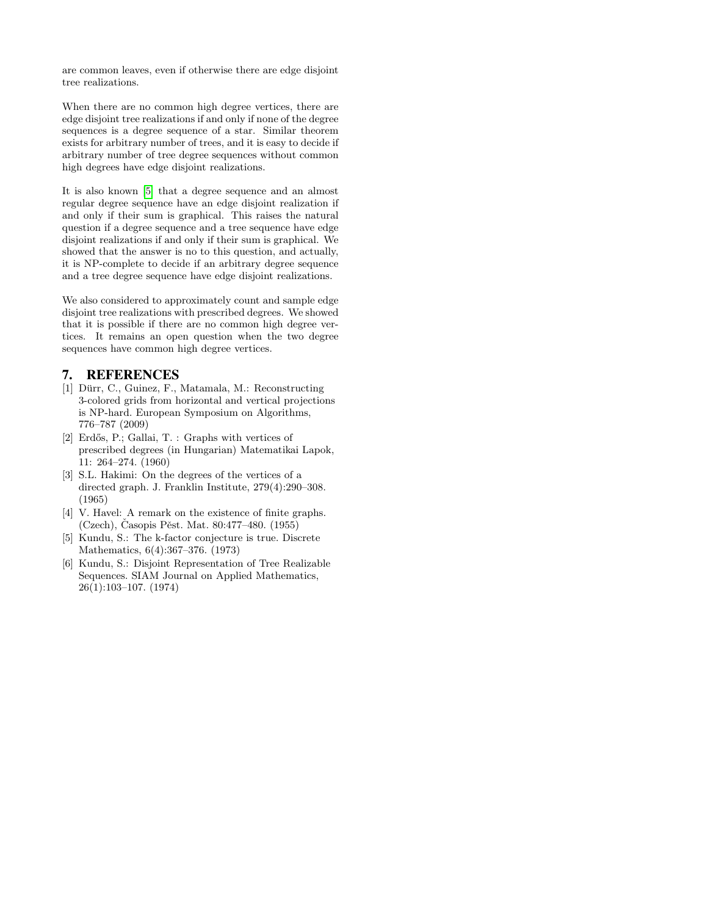are common leaves, even if otherwise there are edge disjoint tree realizations.

When there are no common high degree vertices, there are edge disjoint tree realizations if and only if none of the degree sequences is a degree sequence of a star. Similar theorem exists for arbitrary number of trees, and it is easy to decide if arbitrary number of tree degree sequences without common high degrees have edge disjoint realizations.

It is also known [5] that a degree sequence and an almost regular degree sequence have an edge disjoint realization if and only if their sum is graphical. This raises the natural question if a degree sequence and a tree sequence have edge disjoint realizations if and only if their sum is graphical. We showed that the answer is no to this question, and actually, it is NP-complete to decide if an arbitrary degree sequence and a tree degree sequence have edge disjoint realizations.

We also considered to approximately count and sample edge disjoint tree realizations with prescribed degrees. We showed that it is possible if there are no common high degree vertices. It remains an open question when the two degree sequences have common high degree vertices.

## 7. REFERENCES

- [1] Dürr, C., Guinez, F., Matamala, M.: Reconstructing 3-colored grids from horizontal and vertical projections is NP-hard. European Symposium on Algorithms, 776–787 (2009)
- [2] Erdős, P.; Gallai, T. : Graphs with vertices of prescribed degrees (in Hungarian) Matematikai Lapok, 11: 264–274. (1960)
- [3] S.L. Hakimi: On the degrees of the vertices of a directed graph. J. Franklin Institute, 279(4):290–308. (1965)
- [4] V. Havel: A remark on the existence of finite graphs. (Czech), Časopis Pěst. Mat. 80:477–480. (1955)
- [5] Kundu, S.: The k-factor conjecture is true. Discrete Mathematics, 6(4):367–376. (1973)
- [6] Kundu, S.: Disjoint Representation of Tree Realizable Sequences. SIAM Journal on Applied Mathematics, 26(1):103–107. (1974)